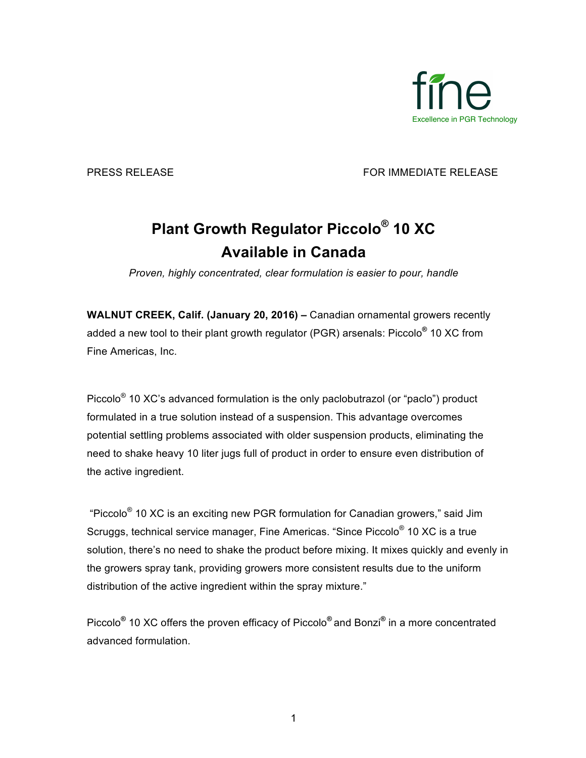fine

Excellence in PGR Technology

PRESS RELEASE FOR IMMEDIATE RELEASE

# Plant Growth Regulator Piccolo® 10 XC Available in Canada

*Proven, highly concentrated, clear formulation is easier to pour, handle*

**WALNUT CREEK, Calif. (January 20, 2016) –** Canadian ornamental growers recently added a new tool to their plant growth regulator (PGR) arsenals: Piccolo® 10 XC from Fine Americas, Inc.

Piccolo® 10 XC's advanced formulation is the only paclobutrazol (or "paclo") product formulated in a true solution instead of a suspension. This advantage overcomes potential settling problems associated with older suspension products, eliminating the need to shake heavy 10 liter jugs full of product in order to ensure even distribution of the active ingredient.

"Piccolo® 10 XC is an exciting new PGR formulation for Canadian growers," said Jim Scruggs, technical service manager, Fine Americas. "Since Piccolo® 10 XC is a true solution, there's no need to shake the product before mixing. It mixes quickly and evenly in the growers spray tank, providing growers more consistent results due to the uniform distribution of the active ingredient within the spray mixture."

Piccolo® 10 XC offers the proven efficacy of Piccolo® and Bonzi® in a more concentrated advanced formulation.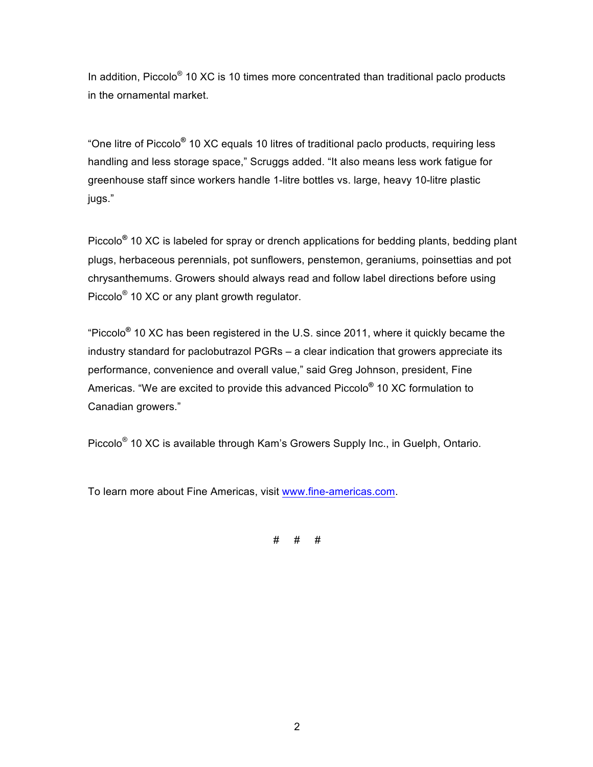In addition, Piccolo® 10 XC is 10 times more concentrated than traditional paclo products in the ornamental market.

"One litre of Piccolo® 10 XC equals 10 litres of traditional paclo products, requiring less handling and less storage space," Scruggs added. "It also means less work fatigue for greenhouse staff since workers handle 1-litre bottles vs. large, heavy 10-litre plastic jugs."

Piccolo® 10 XC is labeled for spray or drench applications for bedding plants, bedding plant plugs, herbaceous perennials, pot sunflowers, penstemon, geraniums, poinsettias and pot chrysanthemums. Growers should always read and follow label directions before using Piccolo® 10 XC or any plant growth regulator.

"Piccolo® 10 XC has been registered in the U.S. since 2011, where it quickly became the industry standard for paclobutrazol PGRs – a clear indication that growers appreciate its performance, convenience and overall value," said Greg Johnson, president, Fine Americas. "We are excited to provide this advanced Piccolo® 10 XC formulation to Canadian growers."

Piccolo® 10 XC is available through Kam's Growers Supply Inc., in Guelph, Ontario.

To learn more about Fine Americas, visit www.fine-americas.com.

# # #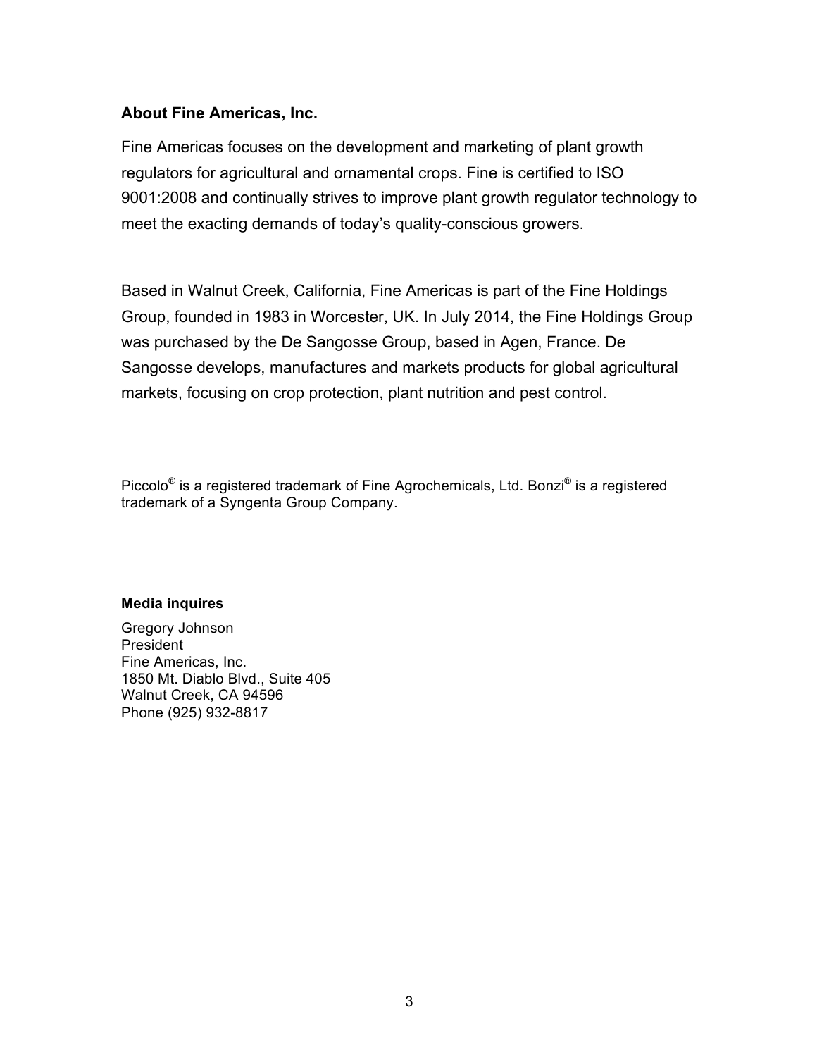## About Fine Americas, Inc.

Fine Americas focuses on the development and marketing of plant growth regulators for agricultural and ornamental crops. Fine is certified to ISO 9001:2008 and continually strives to improve plant growth regulator technology to meet the exacting demands of today's quality-conscious growers.

Based in Walnut Creek, California, Fine Americas is part of the Fine Holdings Group, founded in 1983 in Worcester, UK. In July 2014, the Fine Holdings Group was purchased by the De Sangosse Group, based in Agen, France. De Sangosse develops, manufactures and markets products for global agricultural markets, focusing on crop protection, plant nutrition and pest control.

Piccolo® is a registered trademark of Fine Agrochemicals, Ltd. Bonzi® is a registered trademark of a Syngenta Group Company.

**Media inquires**

Gregory Johnson
President
Fine Americas, Inc.
1850 Mt. Diablo Blvd., Suite 405
Walnut Creek, CA 94596
Phone (925) 932-8817